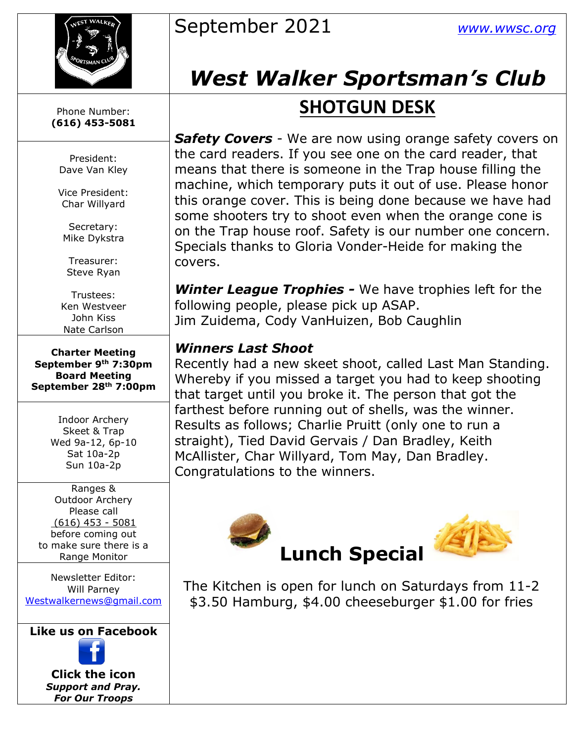September 2021 [www.wwsc.org](http://www.wwsc.org)

# West Walker Sportsman's Club

Phone Number:
**(616) 453-5081**

President:
Dave Van Kley

Vice President:
Char Willyard

Secretary:
Mike Dykstra

Treasurer:
Steve Ryan

Trustees:
Ken Westveer
John Kiss
Nate Carlson

**Charter Meeting**
**September 9th 7:30pm**
**Board Meeting**
**September 28th 7:00pm**

Indoor Archery
Skeet & Trap
Wed 9a-12, 6p-10
Sat 10a-2p
Sun 10a-2p

Ranges &
Outdoor Archery
Please call
(616) 453 - 5081
before coming out
to make sure there is a
Range Monitor

Newsletter Editor:
Will Parney
Westwalkernews@gmail.com

**Like us on Facebook**

**Click the icon**
***Support and Pray.***
***For Our Troops***

## SHOTGUN DESK

***Safety Covers*** - We are now using orange safety covers on the card readers. If you see one on the card reader, that means that there is someone in the Trap house filling the machine, which temporary puts it out of use. Please honor this orange cover. This is being done because we have had some shooters try to shoot even when the orange cone is on the Trap house roof. Safety is our number one concern. Specials thanks to Gloria Vonder-Heide for making the covers.

***Winter League Trophies -*** We have trophies left for the following people, please pick up ASAP.
Jim Zuidema, Cody VanHuizen, Bob Caughlin

***Winners Last Shoot***
Recently had a new skeet shoot, called Last Man Standing. Whereby if you missed a target you had to keep shooting that target until you broke it. The person that got the farthest before running out of shells, was the winner. Results as follows; Charlie Pruitt (only one to run a straight), Tied David Gervais / Dan Bradley, Keith McAllister, Char Willyard, Tom May, Dan Bradley. Congratulations to the winners.

## Lunch Special

The Kitchen is open for lunch on Saturdays from 11-2
$3.50 Hamburg, $4.00 cheeseburger $1.00 for fries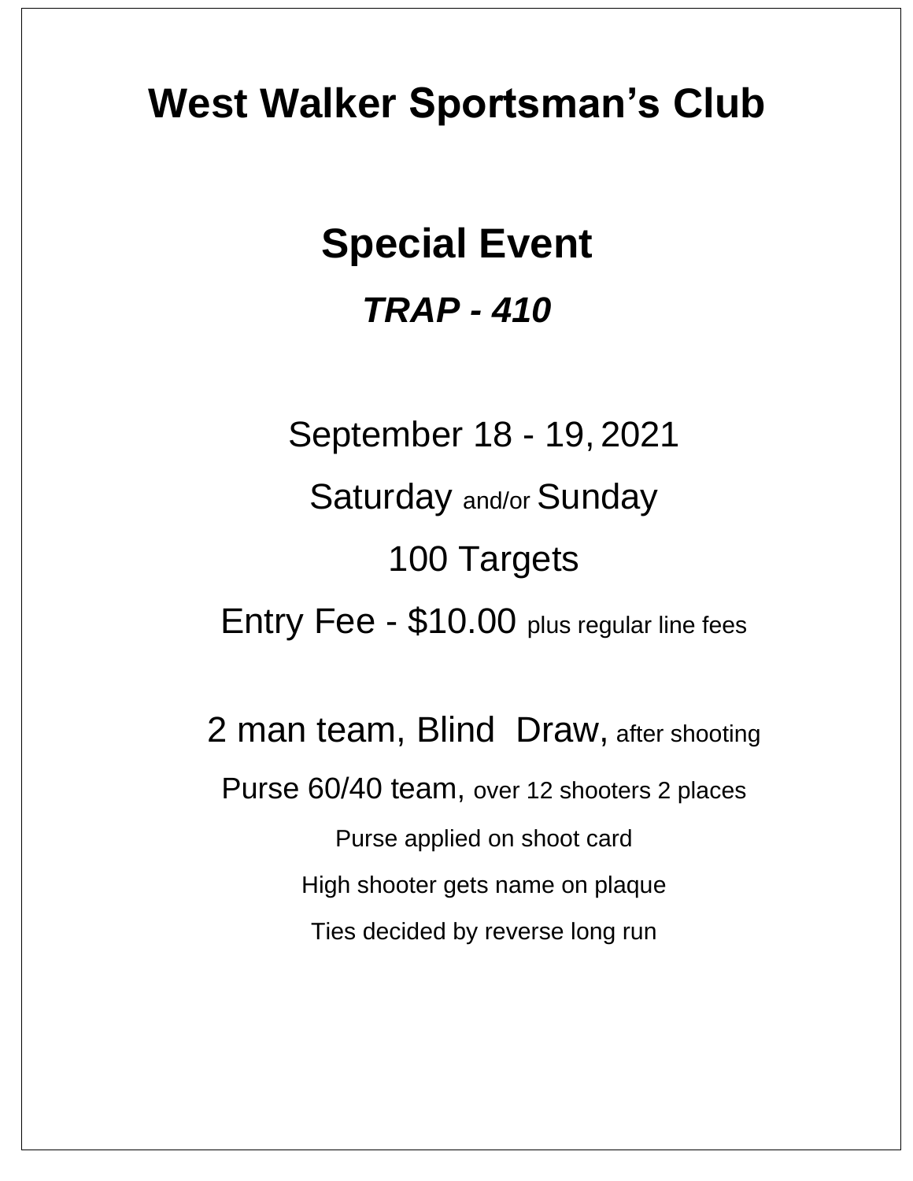# West Walker Sportsman's Club

## Special Event

### *TRAP - 410*

September 18 - 19, 2021

Saturday and/or Sunday

100 Targets

Entry Fee - $10.00 plus regular line fees

2 man team, Blind Draw, after shooting

Purse 60/40 team, over 12 shooters 2 places

Purse applied on shoot card

High shooter gets name on plaque

Ties decided by reverse long run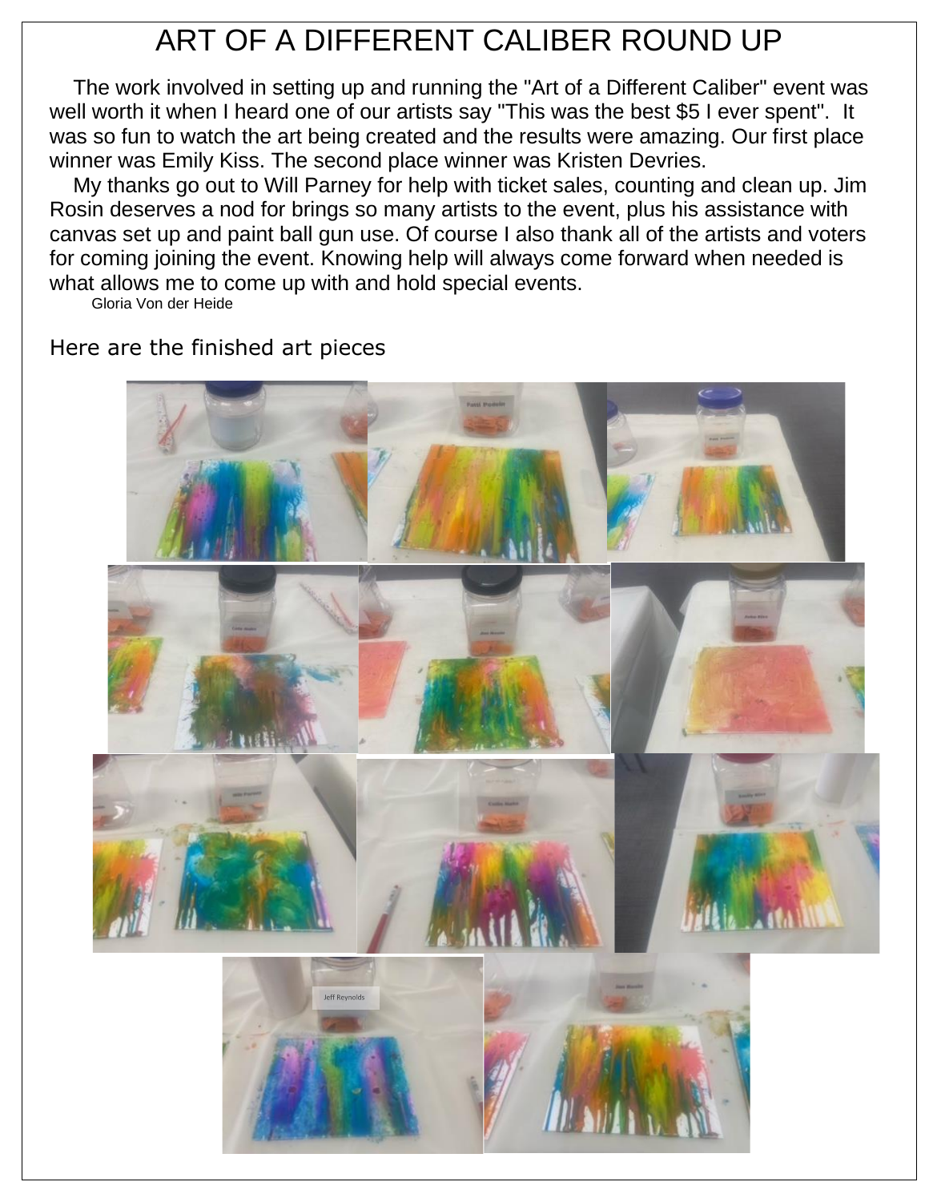# ART OF A DIFFERENT CALIBER ROUND UP

The work involved in setting up and running the "Art of a Different Caliber" event was well worth it when I heard one of our artists say "This was the best $5 I ever spent". It was so fun to watch the art being created and the results were amazing. Our first place winner was Emily Kiss. The second place winner was Kristen Devries.

My thanks go out to Will Parney for help with ticket sales, counting and clean up. Jim Rosin deserves a nod for brings so many artists to the event, plus his assistance with canvas set up and paint ball gun use. Of course I also thank all of the artists and voters for coming joining the event. Knowing help will always come forward when needed is what allows me to come up with and hold special events.

Gloria Von der Heide

Here are the finished art pieces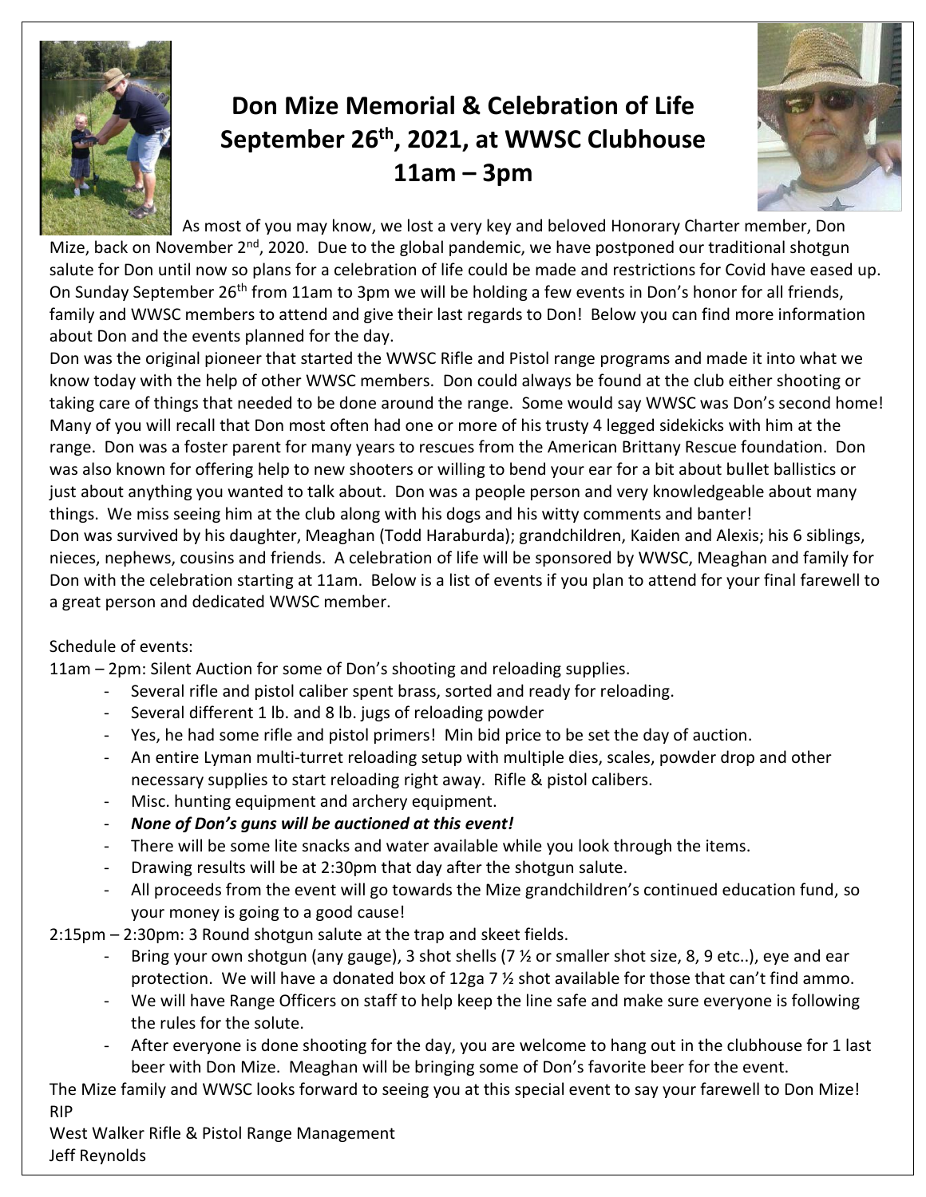# Don Mize Memorial & Celebration of Life
# September 26th, 2021, at WWSC Clubhouse
# 11am – 3pm

As most of you may know, we lost a very key and beloved Honorary Charter member, Don Mize, back on November 2nd, 2020. Due to the global pandemic, we have postponed our traditional shotgun salute for Don until now so plans for a celebration of life could be made and restrictions for Covid have eased up. On Sunday September 26th from 11am to 3pm we will be holding a few events in Don's honor for all friends, family and WWSC members to attend and give their last regards to Don! Below you can find more information about Don and the events planned for the day.

Don was the original pioneer that started the WWSC Rifle and Pistol range programs and made it into what we know today with the help of other WWSC members. Don could always be found at the club either shooting or taking care of things that needed to be done around the range. Some would say WWSC was Don's second home! Many of you will recall that Don most often had one or more of his trusty 4 legged sidekicks with him at the range. Don was a foster parent for many years to rescues from the American Brittany Rescue foundation. Don was also known for offering help to new shooters or willing to bend your ear for a bit about bullet ballistics or just about anything you wanted to talk about. Don was a people person and very knowledgeable about many things. We miss seeing him at the club along with his dogs and his witty comments and banter!

Don was survived by his daughter, Meaghan (Todd Haraburda); grandchildren, Kaiden and Alexis; his 6 siblings, nieces, nephews, cousins and friends. A celebration of life will be sponsored by WWSC, Meaghan and family for Don with the celebration starting at 11am. Below is a list of events if you plan to attend for your final farewell to a great person and dedicated WWSC member.

Schedule of events:

11am – 2pm: Silent Auction for some of Don's shooting and reloading supplies.

- Several rifle and pistol caliber spent brass, sorted and ready for reloading.
- Several different 1 lb. and 8 lb. jugs of reloading powder
- Yes, he had some rifle and pistol primers! Min bid price to be set the day of auction.
- An entire Lyman multi-turret reloading setup with multiple dies, scales, powder drop and other necessary supplies to start reloading right away. Rifle & pistol calibers.
- Misc. hunting equipment and archery equipment.
- ***None of Don's guns will be auctioned at this event!***
- There will be some lite snacks and water available while you look through the items.
- Drawing results will be at 2:30pm that day after the shotgun salute.
- All proceeds from the event will go towards the Mize grandchildren's continued education fund, so your money is going to a good cause!

2:15pm – 2:30pm: 3 Round shotgun salute at the trap and skeet fields.

- Bring your own shotgun (any gauge), 3 shot shells (7 ½ or smaller shot size, 8, 9 etc..), eye and ear protection. We will have a donated box of 12ga 7 ½ shot available for those that can't find ammo.
- We will have Range Officers on staff to help keep the line safe and make sure everyone is following the rules for the solute.
- After everyone is done shooting for the day, you are welcome to hang out in the clubhouse for 1 last beer with Don Mize. Meaghan will be bringing some of Don's favorite beer for the event.

The Mize family and WWSC looks forward to seeing you at this special event to say your farewell to Don Mize! RIP

West Walker Rifle & Pistol Range Management
Jeff Reynolds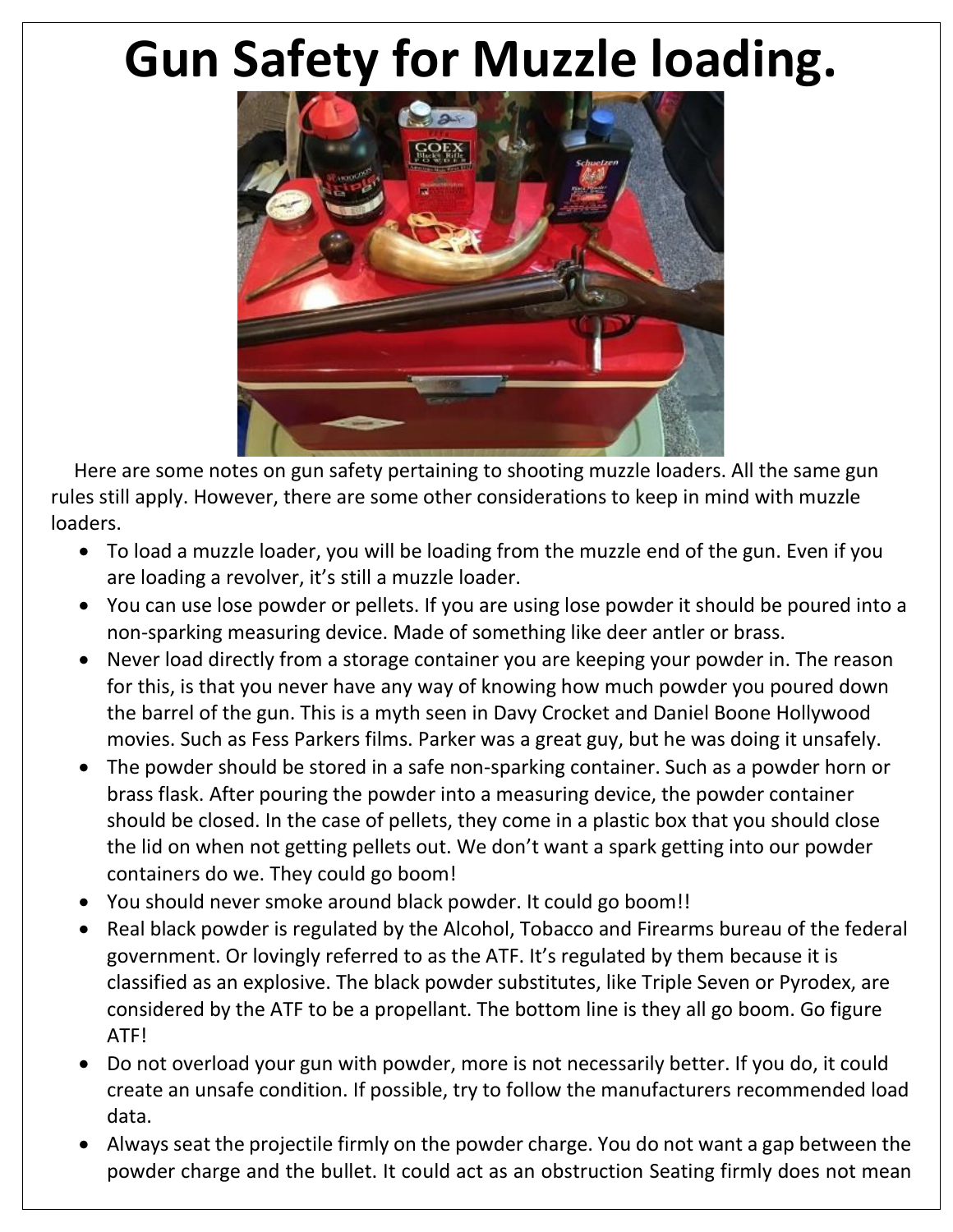# Gun Safety for Muzzle loading.

Here are some notes on gun safety pertaining to shooting muzzle loaders. All the same gun rules still apply. However, there are some other considerations to keep in mind with muzzle loaders.

- To load a muzzle loader, you will be loading from the muzzle end of the gun. Even if you are loading a revolver, it's still a muzzle loader.
- You can use lose powder or pellets. If you are using lose powder it should be poured into a non-sparking measuring device. Made of something like deer antler or brass.
- Never load directly from a storage container you are keeping your powder in. The reason for this, is that you never have any way of knowing how much powder you poured down the barrel of the gun. This is a myth seen in Davy Crocket and Daniel Boone Hollywood movies. Such as Fess Parkers films. Parker was a great guy, but he was doing it unsafely.
- The powder should be stored in a safe non-sparking container. Such as a powder horn or brass flask. After pouring the powder into a measuring device, the powder container should be closed. In the case of pellets, they come in a plastic box that you should close the lid on when not getting pellets out. We don't want a spark getting into our powder containers do we. They could go boom!
- You should never smoke around black powder. It could go boom!!
- Real black powder is regulated by the Alcohol, Tobacco and Firearms bureau of the federal government. Or lovingly referred to as the ATF. It's regulated by them because it is classified as an explosive. The black powder substitutes, like Triple Seven or Pyrodex, are considered by the ATF to be a propellant. The bottom line is they all go boom. Go figure ATF!
- Do not overload your gun with powder, more is not necessarily better. If you do, it could create an unsafe condition. If possible, try to follow the manufacturers recommended load data.
- Always seat the projectile firmly on the powder charge. You do not want a gap between the powder charge and the bullet. It could act as an obstruction Seating firmly does not mean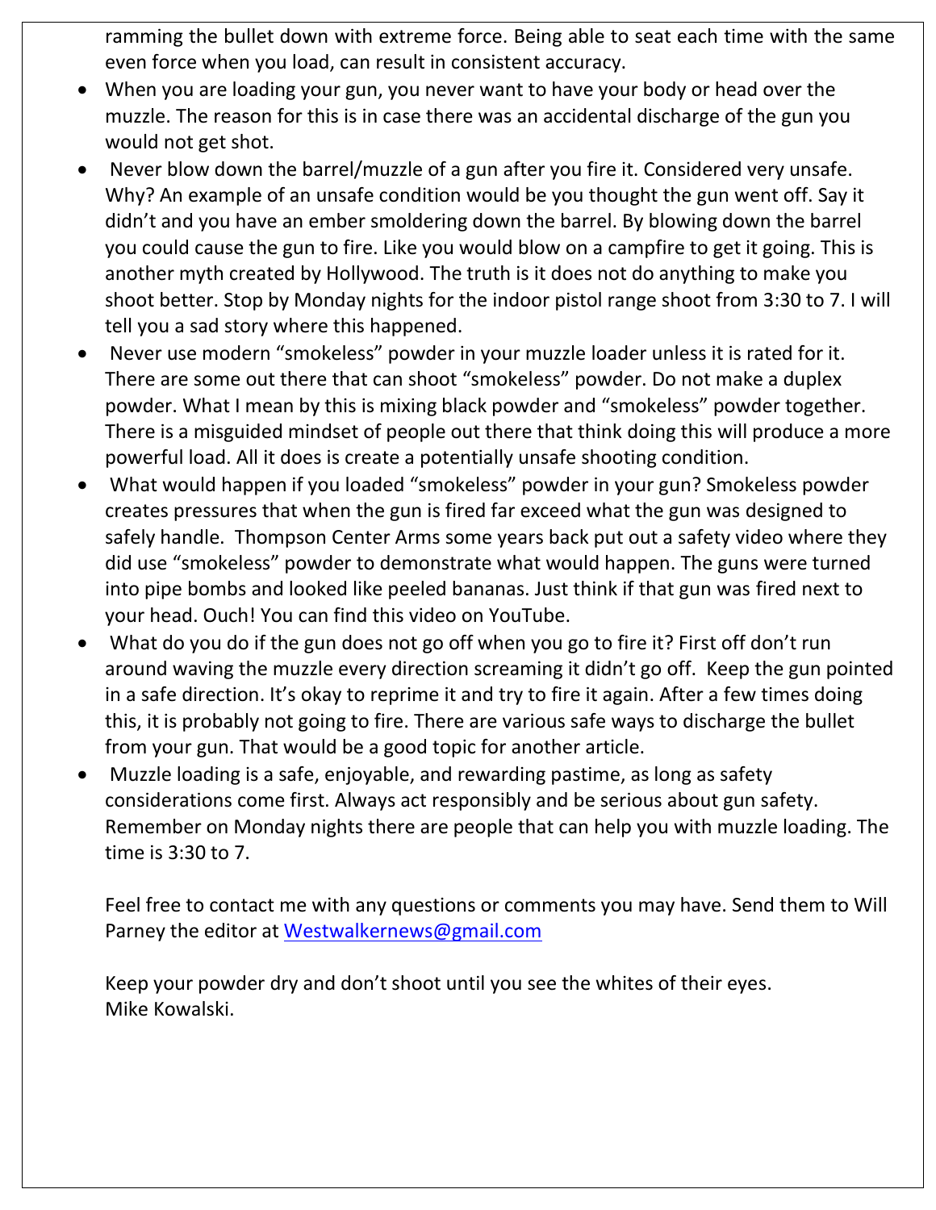ramming the bullet down with extreme force. Being able to seat each time with the same even force when you load, can result in consistent accuracy.

- When you are loading your gun, you never want to have your body or head over the muzzle. The reason for this is in case there was an accidental discharge of the gun you would not get shot.
- Never blow down the barrel/muzzle of a gun after you fire it. Considered very unsafe. Why? An example of an unsafe condition would be you thought the gun went off. Say it didn't and you have an ember smoldering down the barrel. By blowing down the barrel you could cause the gun to fire. Like you would blow on a campfire to get it going. This is another myth created by Hollywood. The truth is it does not do anything to make you shoot better. Stop by Monday nights for the indoor pistol range shoot from 3:30 to 7. I will tell you a sad story where this happened.
- Never use modern "smokeless" powder in your muzzle loader unless it is rated for it. There are some out there that can shoot "smokeless" powder. Do not make a duplex powder. What I mean by this is mixing black powder and "smokeless" powder together. There is a misguided mindset of people out there that think doing this will produce a more powerful load. All it does is create a potentially unsafe shooting condition.
- What would happen if you loaded "smokeless" powder in your gun? Smokeless powder creates pressures that when the gun is fired far exceed what the gun was designed to safely handle. Thompson Center Arms some years back put out a safety video where they did use "smokeless" powder to demonstrate what would happen. The guns were turned into pipe bombs and looked like peeled bananas. Just think if that gun was fired next to your head. Ouch! You can find this video on YouTube.
- What do you do if the gun does not go off when you go to fire it? First off don't run around waving the muzzle every direction screaming it didn't go off. Keep the gun pointed in a safe direction. It's okay to reprime it and try to fire it again. After a few times doing this, it is probably not going to fire. There are various safe ways to discharge the bullet from your gun. That would be a good topic for another article.
- Muzzle loading is a safe, enjoyable, and rewarding pastime, as long as safety considerations come first. Always act responsibly and be serious about gun safety. Remember on Monday nights there are people that can help you with muzzle loading. The time is 3:30 to 7.

Feel free to contact me with any questions or comments you may have. Send them to Will Parney the editor at [Westwalkernews@gmail.com](mailto:Westwalkernews@gmail.com)

Keep your powder dry and don't shoot until you see the whites of their eyes.
Mike Kowalski.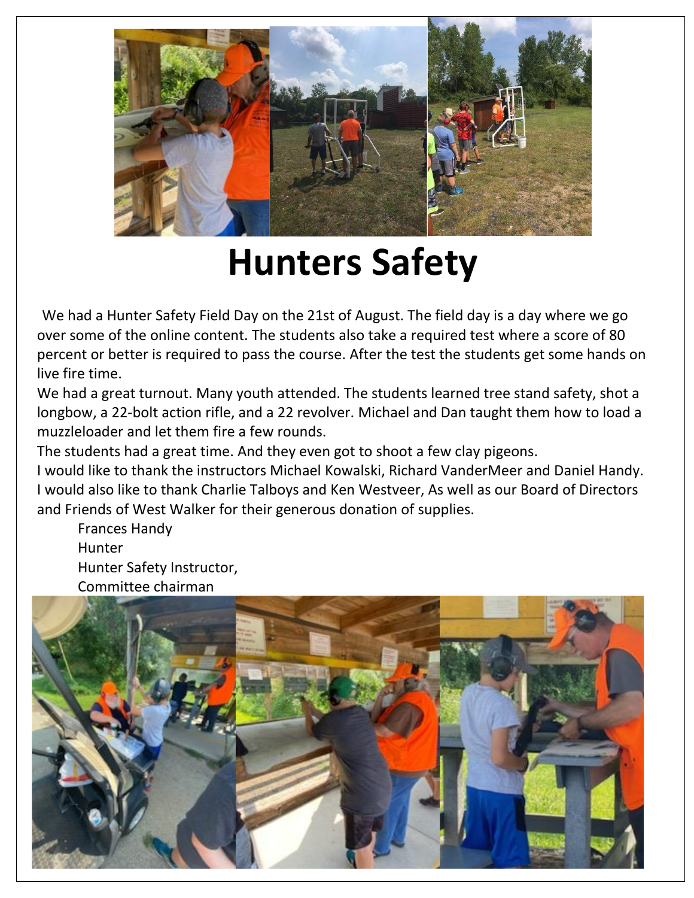# Hunters Safety

We had a Hunter Safety Field Day on the 21st of August. The field day is a day where we go over some of the online content. The students also take a required test where a score of 80 percent or better is required to pass the course. After the test the students get some hands on live fire time.

We had a great turnout. Many youth attended. The students learned tree stand safety, shot a longbow, a 22-bolt action rifle, and a 22 revolver. Michael and Dan taught them how to load a muzzleloader and let them fire a few rounds.

The students had a great time. And they even got to shoot a few clay pigeons.

I would like to thank the instructors Michael Kowalski, Richard VanderMeer and Daniel Handy. I would also like to thank Charlie Talboys and Ken Westveer, As well as our Board of Directors and Friends of West Walker for their generous donation of supplies.

Frances Handy
Hunter
Hunter Safety Instructor,
Committee chairman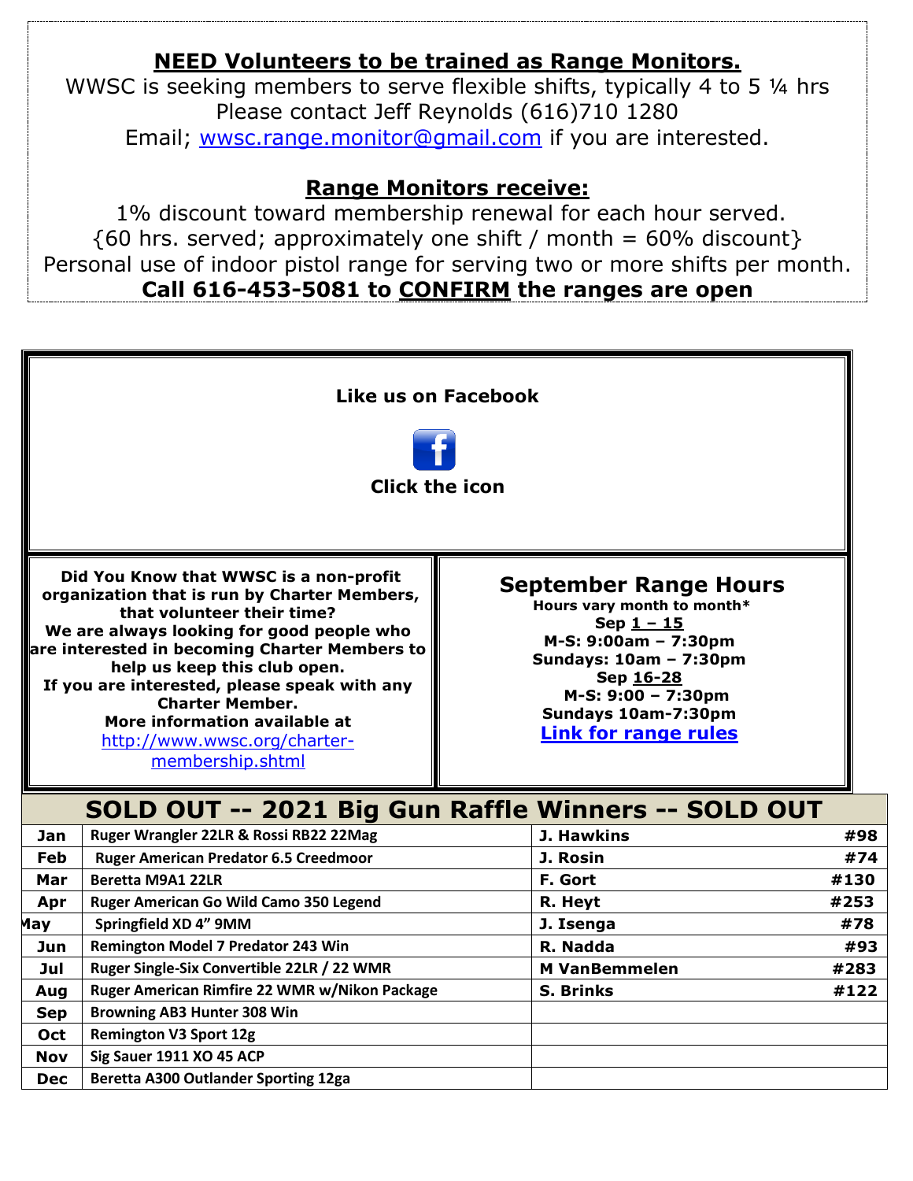## NEED Volunteers to be trained as Range Monitors.

WWSC is seeking members to serve flexible shifts, typically 4 to 5 ¼ hrs
Please contact Jeff Reynolds (616)710 1280
Email; wwsc.range.monitor@gmail.com if you are interested.

## Range Monitors receive:

1% discount toward membership renewal for each hour served.
{60 hrs. served; approximately one shift / month = 60% discount}
Personal use of indoor pistol range for serving two or more shifts per month.

**Call 616-453-5081 to CONFIRM the ranges are open**

**Like us on Facebook**

**Click the icon**

**Did You Know that WWSC is a non-profit organization that is run by Charter Members, that volunteer their time?**
**We are always looking for good people who are interested in becoming Charter Members to help us keep this club open.**
**If you are interested, please speak with any Charter Member.**
**More information available at** http://www.wwsc.org/charter-membership.shtml

## September Range Hours

**Hours vary month to month***
**Sep 1 – 15**
**M-S: 9:00am – 7:30pm**
**Sundays: 10am – 7:30pm**
**Sep 16-28**
**M-S: 9:00 – 7:30pm**
**Sundays 10am-7:30pm**
**Link for range rules**

## SOLD OUT -- 2021 Big Gun Raffle Winners -- SOLD OUT

| Month | Prize | Winner | # |
|---|---|---|---|
| Jan | Ruger Wrangler 22LR & Rossi RB22 22Mag | J. Hawkins | #98 |
| Feb | Ruger American Predator 6.5 Creedmoor | J. Rosin | #74 |
| Mar | Beretta M9A1 22LR | F. Gort | #130 |
| Apr | Ruger American Go Wild Camo 350 Legend | R. Heyt | #253 |
| May | Springfield XD 4" 9MM | J. Isenga | #78 |
| Jun | Remington Model 7 Predator 243 Win | R. Nadda | #93 |
| Jul | Ruger Single-Six Convertible 22LR / 22 WMR | M VanBemmelen | #283 |
| Aug | Ruger American Rimfire 22 WMR w/Nikon Package | S. Brinks | #122 |
| Sep | Browning AB3 Hunter 308 Win | | |
| Oct | Remington V3 Sport 12g | | |
| Nov | Sig Sauer 1911 XO 45 ACP | | |
| Dec | Beretta A300 Outlander Sporting 12ga | | |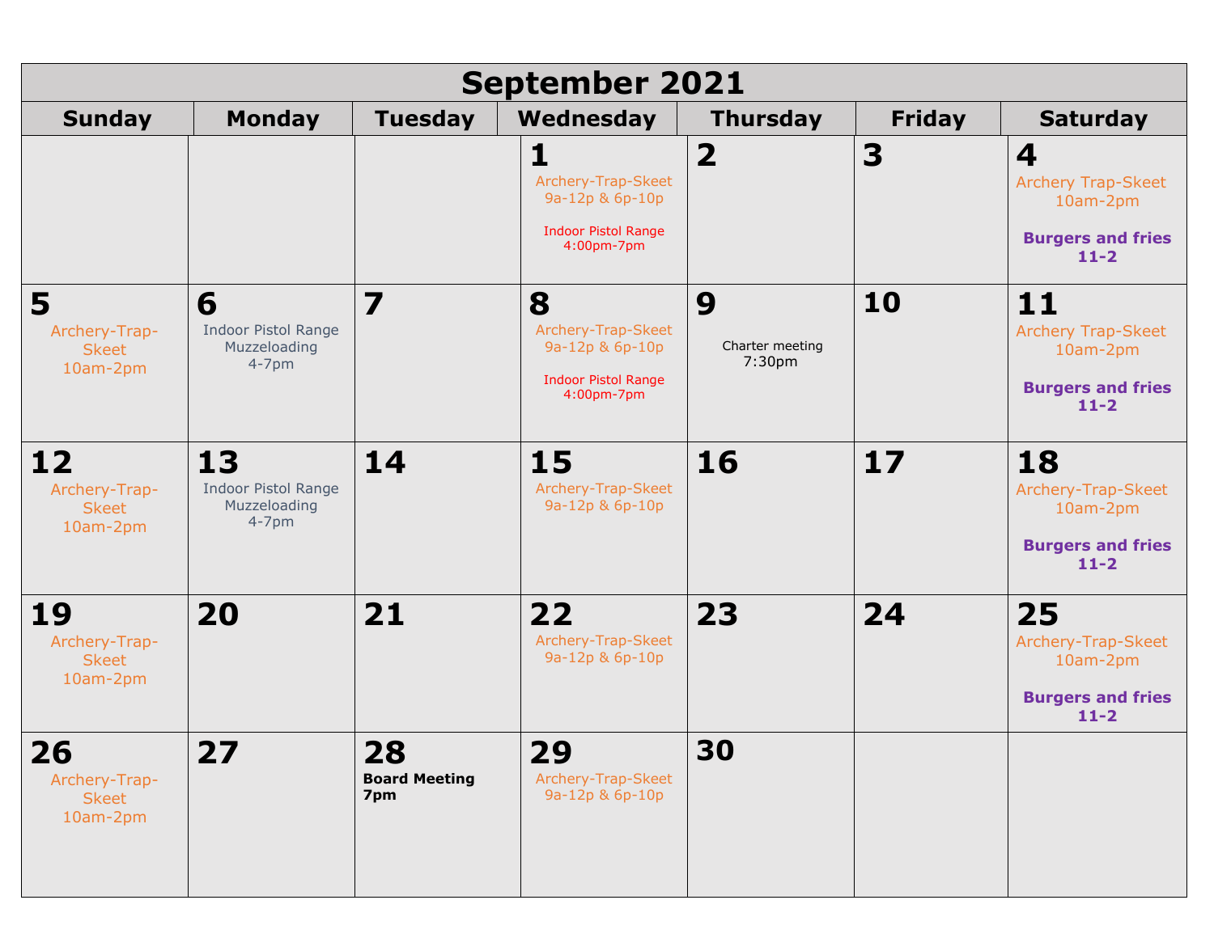# September 2021

| Sunday | Monday | Tuesday | Wednesday | Thursday | Friday | Saturday |
|---|---|---|---|---|---|---|
| | | | **1** Archery-Trap-Skeet 9a-12p & 6p-10p Indoor Pistol Range 4:00pm-7pm | **2** | **3** | **4** Archery Trap-Skeet 10am-2pm **Burgers and fries 11-2** |
| **5** Archery-Trap-Skeet 10am-2pm | **6** Indoor Pistol Range Muzzeloading 4-7pm | **7** | **8** Archery-Trap-Skeet 9a-12p & 6p-10p Indoor Pistol Range 4:00pm-7pm | **9** Charter meeting 7:30pm | **10** | **11** Archery Trap-Skeet 10am-2pm **Burgers and fries 11-2** |
| **12** Archery-Trap-Skeet 10am-2pm | **13** Indoor Pistol Range Muzzeloading 4-7pm | **14** | **15** Archery-Trap-Skeet 9a-12p & 6p-10p | **16** | **17** | **18** Archery-Trap-Skeet 10am-2pm **Burgers and fries 11-2** |
| **19** Archery-Trap-Skeet 10am-2pm | **20** | **21** | **22** Archery-Trap-Skeet 9a-12p & 6p-10p | **23** | **24** | **25** Archery-Trap-Skeet 10am-2pm **Burgers and fries 11-2** |
| **26** Archery-Trap-Skeet 10am-2pm | **27** | **28** **Board Meeting 7pm** | **29** Archery-Trap-Skeet 9a-12p & 6p-10p | **30** | | |